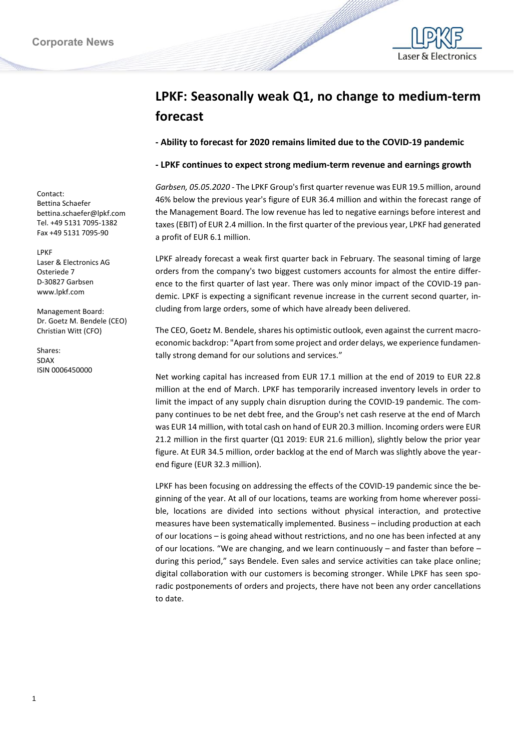Corporate News

# LPKF: Seasonally weak Q1, no change to medium-term forecast

**- Ability to forecast for 2020 remains limited due to the COVID-19 pandemic**

**- LPKF continues to expect strong medium-term revenue and earnings growth**

Contact:
Bettina Schaefer
bettina.schaefer@lpkf.com
Tel. +49 5131 7095-1382
Fax +49 5131 7095-90

LPKF
Laser & Electronics AG
Osteriede 7
D-30827 Garbsen
www.lpkf.com

Management Board:
Dr. Goetz M. Bendele (CEO)
Christian Witt (CFO)

Shares:
SDAX
ISIN 0006450000

*Garbsen, 05.05.2020* - The LPKF Group's first quarter revenue was EUR 19.5 million, around 46% below the previous year's figure of EUR 36.4 million and within the forecast range of the Management Board. The low revenue has led to negative earnings before interest and taxes (EBIT) of EUR 2.4 million. In the first quarter of the previous year, LPKF had generated a profit of EUR 6.1 million.

LPKF already forecast a weak first quarter back in February. The seasonal timing of large orders from the company's two biggest customers accounts for almost the entire difference to the first quarter of last year. There was only minor impact of the COVID-19 pandemic. LPKF is expecting a significant revenue increase in the current second quarter, including from large orders, some of which have already been delivered.

The CEO, Goetz M. Bendele, shares his optimistic outlook, even against the current macroeconomic backdrop: "Apart from some project and order delays, we experience fundamentally strong demand for our solutions and services."

Net working capital has increased from EUR 17.1 million at the end of 2019 to EUR 22.8 million at the end of March. LPKF has temporarily increased inventory levels in order to limit the impact of any supply chain disruption during the COVID-19 pandemic. The company continues to be net debt free, and the Group's net cash reserve at the end of March was EUR 14 million, with total cash on hand of EUR 20.3 million. Incoming orders were EUR 21.2 million in the first quarter (Q1 2019: EUR 21.6 million), slightly below the prior year figure. At EUR 34.5 million, order backlog at the end of March was slightly above the year-end figure (EUR 32.3 million).

LPKF has been focusing on addressing the effects of the COVID-19 pandemic since the beginning of the year. At all of our locations, teams are working from home wherever possible, locations are divided into sections without physical interaction, and protective measures have been systematically implemented. Business – including production at each of our locations – is going ahead without restrictions, and no one has been infected at any of our locations. "We are changing, and we learn continuously – and faster than before – during this period," says Bendele. Even sales and service activities can take place online; digital collaboration with our customers is becoming stronger. While LPKF has seen sporadic postponements of orders and projects, there have not been any order cancellations to date.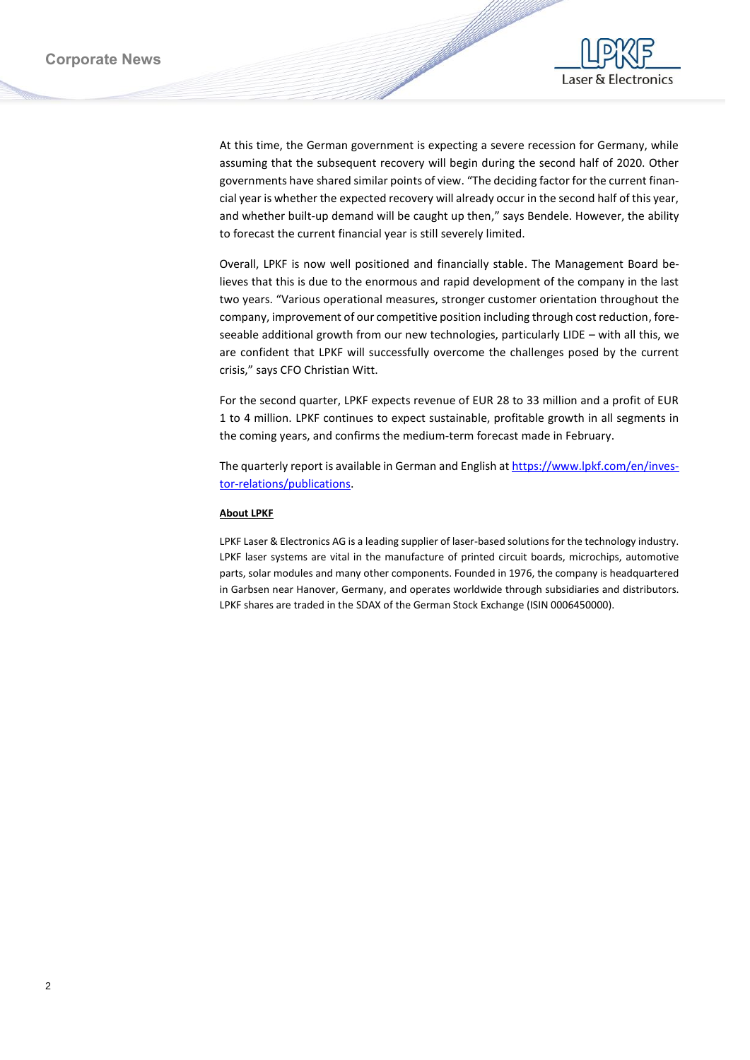At this time, the German government is expecting a severe recession for Germany, while assuming that the subsequent recovery will begin during the second half of 2020. Other governments have shared similar points of view. "The deciding factor for the current financial year is whether the expected recovery will already occur in the second half of this year, and whether built-up demand will be caught up then," says Bendele. However, the ability to forecast the current financial year is still severely limited.

Overall, LPKF is now well positioned and financially stable. The Management Board believes that this is due to the enormous and rapid development of the company in the last two years. "Various operational measures, stronger customer orientation throughout the company, improvement of our competitive position including through cost reduction, foreseeable additional growth from our new technologies, particularly LIDE – with all this, we are confident that LPKF will successfully overcome the challenges posed by the current crisis," says CFO Christian Witt.

For the second quarter, LPKF expects revenue of EUR 28 to 33 million and a profit of EUR 1 to 4 million. LPKF continues to expect sustainable, profitable growth in all segments in the coming years, and confirms the medium-term forecast made in February.

The quarterly report is available in German and English at [https://www.lpkf.com/en/investor-relations/publications](https://www.lpkf.com/en/investor-relations/publications).

**About LPKF**

LPKF Laser & Electronics AG is a leading supplier of laser-based solutions for the technology industry. LPKF laser systems are vital in the manufacture of printed circuit boards, microchips, automotive parts, solar modules and many other components. Founded in 1976, the company is headquartered in Garbsen near Hanover, Germany, and operates worldwide through subsidiaries and distributors. LPKF shares are traded in the SDAX of the German Stock Exchange (ISIN 0006450000).